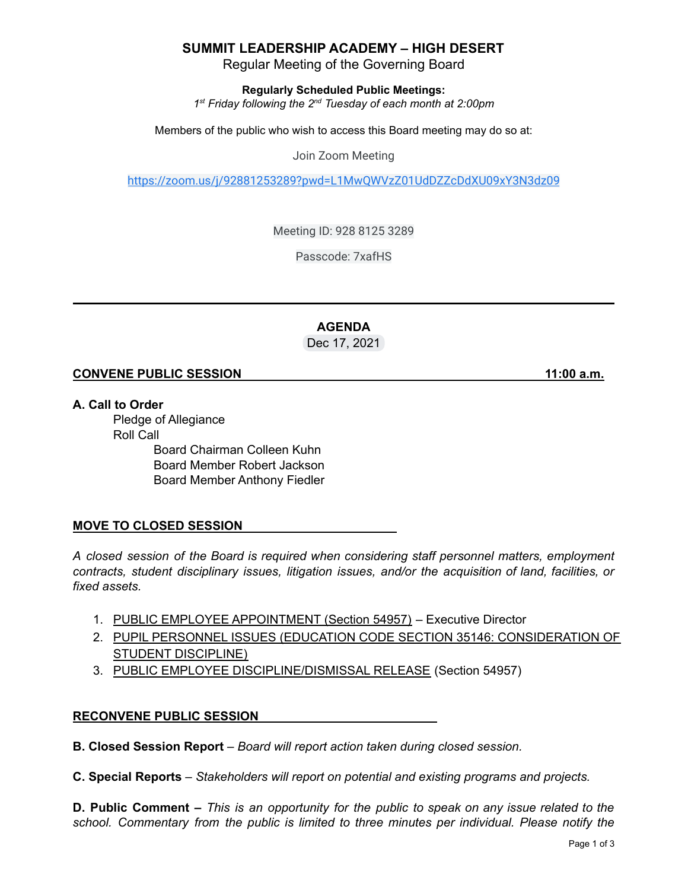# SUMMIT LEADERSHIP ACADEMY – HIGH DESERT

Regular Meeting of the Governing Board

**Regularly Scheduled Public Meetings:**

*1st Friday following the 2nd Tuesday of each month at 2:00pm*

Members of the public who wish to access this Board meeting may do so at:

Join Zoom Meeting

https://zoom.us/j/92881253289?pwd=L1MwQWVzZ01UdDZZcDdXU09xY3N3dz09

Meeting ID: 928 8125 3289

Passcode: 7xafHS

---

## AGENDA

Dec 17, 2021

**CONVENE PUBLIC SESSION — 11:00 a.m.**

**A. Call to Order**

- Pledge of Allegiance
- Roll Call
  - Board Chairman Colleen Kuhn
  - Board Member Robert Jackson
  - Board Member Anthony Fiedler

**MOVE TO CLOSED SESSION**

*A closed session of the Board is required when considering staff personnel matters, employment contracts, student disciplinary issues, litigation issues, and/or the acquisition of land, facilities, or fixed assets.*

1. PUBLIC EMPLOYEE APPOINTMENT (Section 54957) – Executive Director
2. PUPIL PERSONNEL ISSUES (EDUCATION CODE SECTION 35146: CONSIDERATION OF STUDENT DISCIPLINE)
3. PUBLIC EMPLOYEE DISCIPLINE/DISMISSAL RELEASE (Section 54957)

**RECONVENE PUBLIC SESSION**

**B. Closed Session Report** – *Board will report action taken during closed session.*

**C. Special Reports** – *Stakeholders will report on potential and existing programs and projects.*

**D. Public Comment –** *This is an opportunity for the public to speak on any issue related to the school. Commentary from the public is limited to three minutes per individual. Please notify the*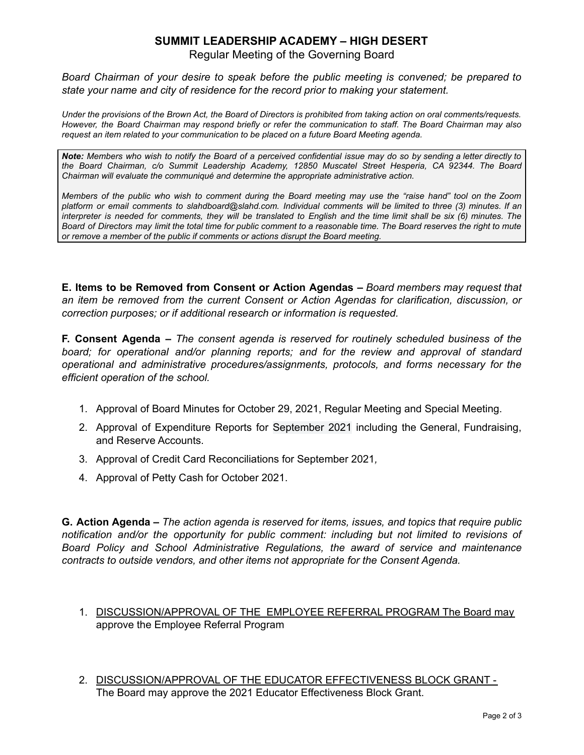**SUMMIT LEADERSHIP ACADEMY – HIGH DESERT**

Regular Meeting of the Governing Board

*Board Chairman of your desire to speak before the public meeting is convened; be prepared to state your name and city of residence for the record prior to making your statement.*

*Under the provisions of the Brown Act, the Board of Directors is prohibited from taking action on oral comments/requests. However, the Board Chairman may respond briefly or refer the communication to staff. The Board Chairman may also request an item related to your communication to be placed on a future Board Meeting agenda.*

> ***Note:*** *Members who wish to notify the Board of a perceived confidential issue may do so by sending a letter directly to the Board Chairman, c/o Summit Leadership Academy, 12850 Muscatel Street Hesperia, CA 92344. The Board Chairman will evaluate the communiqué and determine the appropriate administrative action.*
>
> *Members of the public who wish to comment during the Board meeting may use the "raise hand" tool on the Zoom platform or email comments to slahdboard@slahd.com. Individual comments will be limited to three (3) minutes. If an interpreter is needed for comments, they will be translated to English and the time limit shall be six (6) minutes. The Board of Directors may limit the total time for public comment to a reasonable time. The Board reserves the right to mute or remove a member of the public if comments or actions disrupt the Board meeting.*

**E. Items to be Removed from Consent or Action Agendas –** *Board members may request that an item be removed from the current Consent or Action Agendas for clarification, discussion, or correction purposes; or if additional research or information is requested.*

**F. Consent Agenda –** *The consent agenda is reserved for routinely scheduled business of the board; for operational and/or planning reports; and for the review and approval of standard operational and administrative procedures/assignments, protocols, and forms necessary for the efficient operation of the school.*

1. Approval of Board Minutes for October 29, 2021, Regular Meeting and Special Meeting.
2. Approval of Expenditure Reports for September 2021 including the General, Fundraising, and Reserve Accounts.
3. Approval of Credit Card Reconciliations for September 2021,
4. Approval of Petty Cash for October 2021.

**G. Action Agenda –** *The action agenda is reserved for items, issues, and topics that require public notification and/or the opportunity for public comment: including but not limited to revisions of Board Policy and School Administrative Regulations, the award of service and maintenance contracts to outside vendors, and other items not appropriate for the Consent Agenda.*

1. DISCUSSION/APPROVAL OF THE EMPLOYEE REFERRAL PROGRAM The Board may approve the Employee Referral Program

2. DISCUSSION/APPROVAL OF THE EDUCATOR EFFECTIVENESS BLOCK GRANT - The Board may approve the 2021 Educator Effectiveness Block Grant.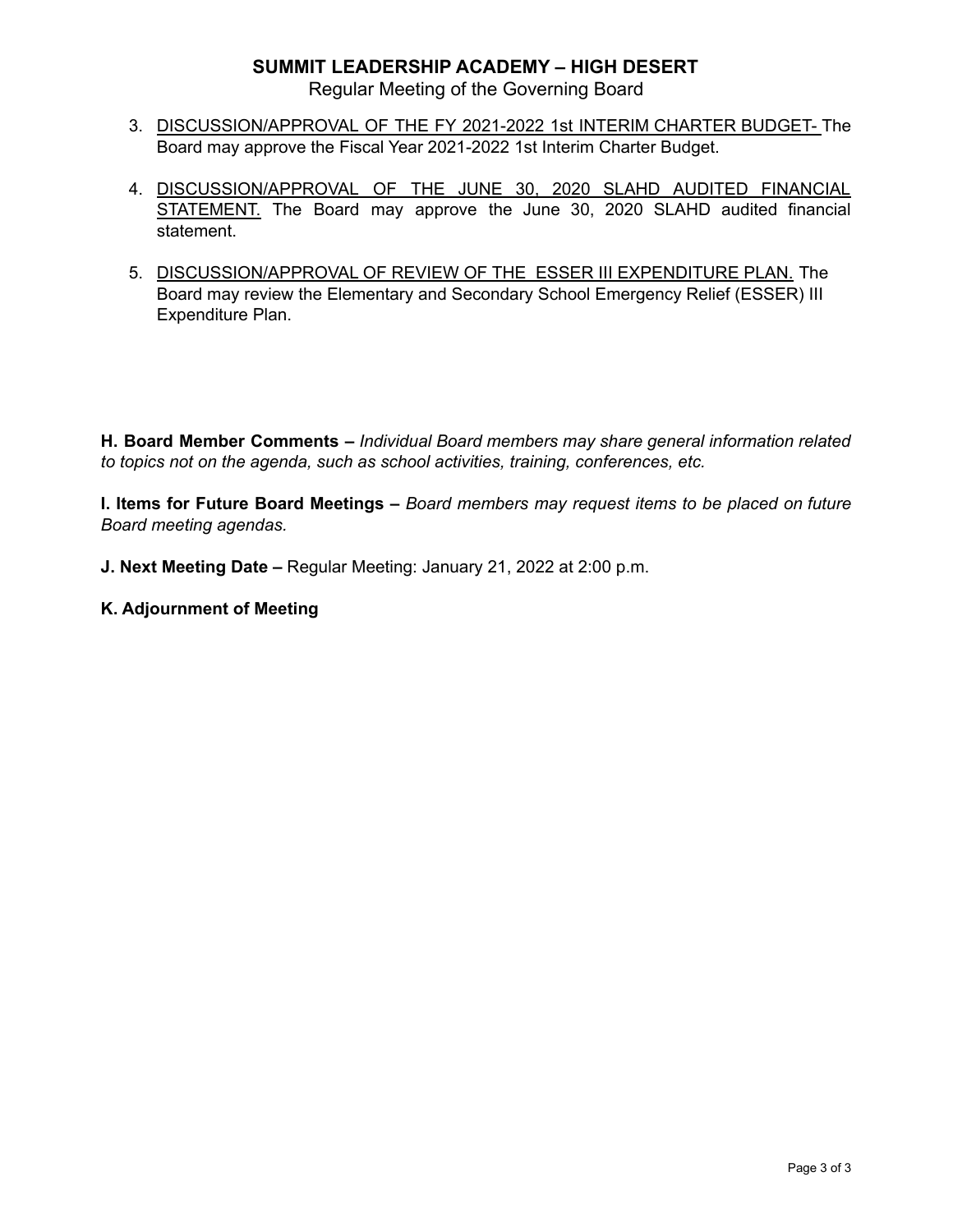3. DISCUSSION/APPROVAL OF THE FY 2021-2022 1st INTERIM CHARTER BUDGET- The Board may approve the Fiscal Year 2021-2022 1st Interim Charter Budget.

4. DISCUSSION/APPROVAL OF THE JUNE 30, 2020 SLAHD AUDITED FINANCIAL STATEMENT. The Board may approve the June 30, 2020 SLAHD audited financial statement.

5. DISCUSSION/APPROVAL OF REVIEW OF THE ESSER III EXPENDITURE PLAN. The Board may review the Elementary and Secondary School Emergency Relief (ESSER) III Expenditure Plan.

**H. Board Member Comments –** *Individual Board members may share general information related to topics not on the agenda, such as school activities, training, conferences, etc.*

**I. Items for Future Board Meetings –** *Board members may request items to be placed on future Board meeting agendas.*

**J. Next Meeting Date –** Regular Meeting: January 21, 2022 at 2:00 p.m.

**K. Adjournment of Meeting**